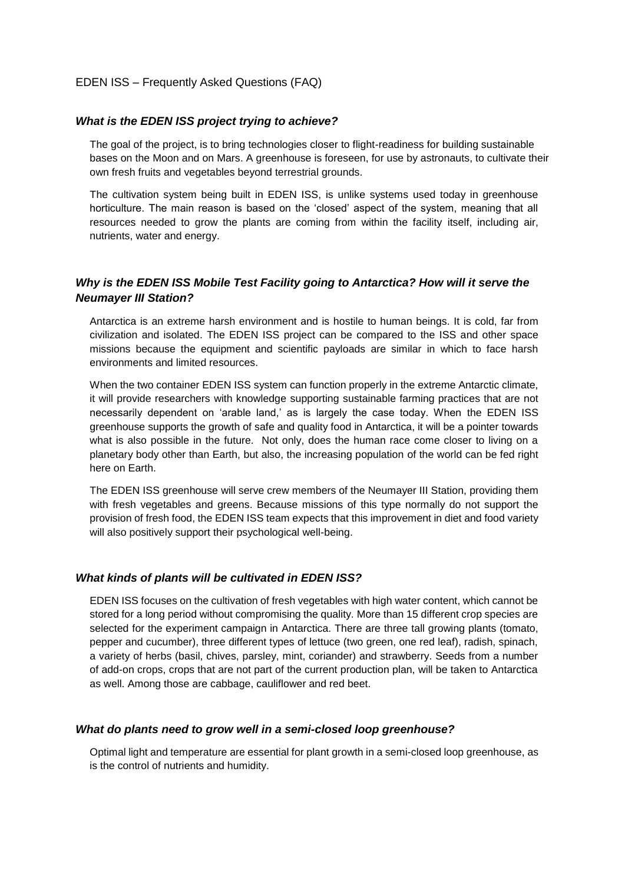# EDEN ISS – Frequently Asked Questions (FAQ)

### *What is the EDEN ISS project trying to achieve?*

The goal of the project, is to bring technologies closer to flight-readiness for building sustainable bases on the Moon and on Mars. A greenhouse is foreseen, for use by astronauts, to cultivate their own fresh fruits and vegetables beyond terrestrial grounds.

The cultivation system being built in EDEN ISS, is unlike systems used today in greenhouse horticulture. The main reason is based on the 'closed' aspect of the system, meaning that all resources needed to grow the plants are coming from within the facility itself, including air, nutrients, water and energy.

### *Why is the EDEN ISS Mobile Test Facility going to Antarctica? How will it serve the Neumayer III Station?*

Antarctica is an extreme harsh environment and is hostile to human beings. It is cold, far from civilization and isolated. The EDEN ISS project can be compared to the ISS and other space missions because the equipment and scientific payloads are similar in which to face harsh environments and limited resources.

When the two container EDEN ISS system can function properly in the extreme Antarctic climate, it will provide researchers with knowledge supporting sustainable farming practices that are not necessarily dependent on 'arable land,' as is largely the case today. When the EDEN ISS greenhouse supports the growth of safe and quality food in Antarctica, it will be a pointer towards what is also possible in the future. Not only, does the human race come closer to living on a planetary body other than Earth, but also, the increasing population of the world can be fed right here on Earth.

The EDEN ISS greenhouse will serve crew members of the Neumayer III Station, providing them with fresh vegetables and greens. Because missions of this type normally do not support the provision of fresh food, the EDEN ISS team expects that this improvement in diet and food variety will also positively support their psychological well-being.

### *What kinds of plants will be cultivated in EDEN ISS?*

EDEN ISS focuses on the cultivation of fresh vegetables with high water content, which cannot be stored for a long period without compromising the quality. More than 15 different crop species are selected for the experiment campaign in Antarctica. There are three tall growing plants (tomato, pepper and cucumber), three different types of lettuce (two green, one red leaf), radish, spinach, a variety of herbs (basil, chives, parsley, mint, coriander) and strawberry. Seeds from a number of add-on crops, crops that are not part of the current production plan, will be taken to Antarctica as well. Among those are cabbage, cauliflower and red beet.

### *What do plants need to grow well in a semi-closed loop greenhouse?*

Optimal light and temperature are essential for plant growth in a semi-closed loop greenhouse, as is the control of nutrients and humidity.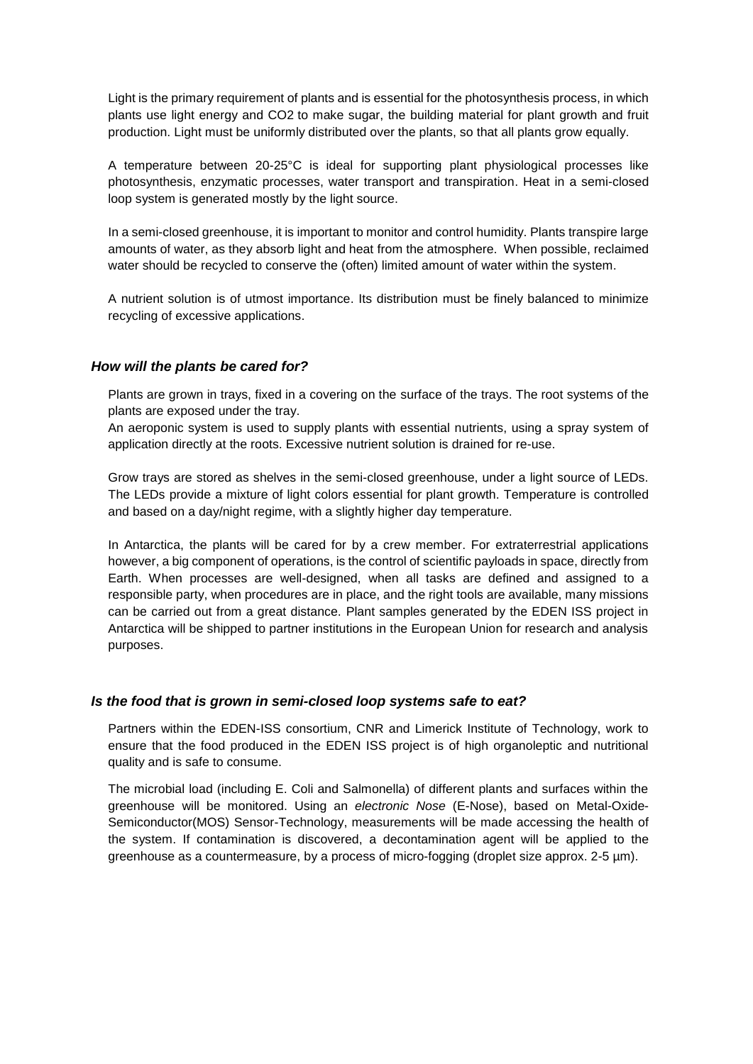Light is the primary requirement of plants and is essential for the photosynthesis process, in which plants use light energy and $CO_2$ to make sugar, the building material for plant growth and fruit production. Light must be uniformly distributed over the plants, so that all plants grow equally.

A temperature between 20-25°C is ideal for supporting plant physiological processes like photosynthesis, enzymatic processes, water transport and transpiration. Heat in a semi-closed loop system is generated mostly by the light source.

In a semi-closed greenhouse, it is important to monitor and control humidity. Plants transpire large amounts of water, as they absorb light and heat from the atmosphere. When possible, reclaimed water should be recycled to conserve the (often) limited amount of water within the system.

A nutrient solution is of utmost importance. Its distribution must be finely balanced to minimize recycling of excessive applications.

### *How will the plants be cared for?*

Plants are grown in trays, fixed in a covering on the surface of the trays. The root systems of the plants are exposed under the tray.
An aeroponic system is used to supply plants with essential nutrients, using a spray system of application directly at the roots. Excessive nutrient solution is drained for re-use.

Grow trays are stored as shelves in the semi-closed greenhouse, under a light source of LEDs. The LEDs provide a mixture of light colors essential for plant growth. Temperature is controlled and based on a day/night regime, with a slightly higher day temperature.

In Antarctica, the plants will be cared for by a crew member. For extraterrestrial applications however, a big component of operations, is the control of scientific payloads in space, directly from Earth. When processes are well-designed, when all tasks are defined and assigned to a responsible party, when procedures are in place, and the right tools are available, many missions can be carried out from a great distance. Plant samples generated by the EDEN ISS project in Antarctica will be shipped to partner institutions in the European Union for research and analysis purposes.

### *Is the food that is grown in semi-closed loop systems safe to eat?*

Partners within the EDEN-ISS consortium, CNR and Limerick Institute of Technology, work to ensure that the food produced in the EDEN ISS project is of high organoleptic and nutritional quality and is safe to consume.

The microbial load (including E. Coli and Salmonella) of different plants and surfaces within the greenhouse will be monitored. Using an *electronic Nose* (E-Nose), based on Metal-Oxide-Semiconductor(MOS) Sensor-Technology, measurements will be made accessing the health of the system. If contamination is discovered, a decontamination agent will be applied to the greenhouse as a countermeasure, by a process of micro-fogging (droplet size approx. 2-5 µm).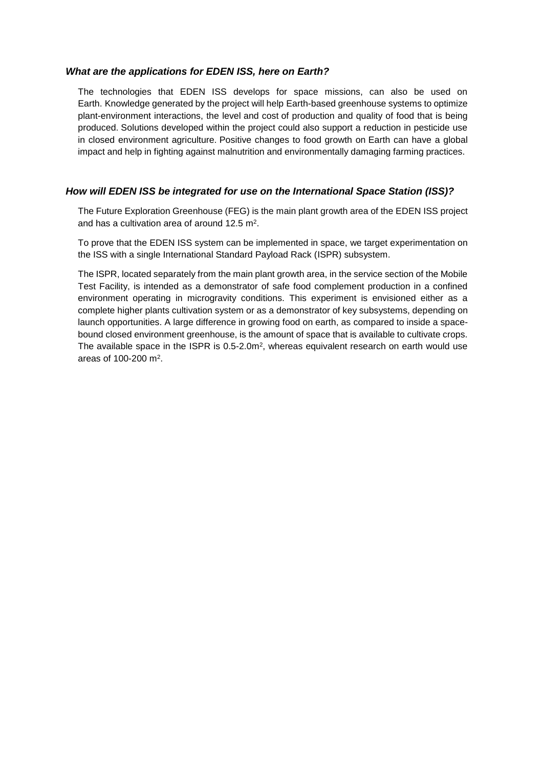### *What are the applications for EDEN ISS, here on Earth?*

The technologies that EDEN ISS develops for space missions, can also be used on Earth. Knowledge generated by the project will help Earth-based greenhouse systems to optimize plant-environment interactions, the level and cost of production and quality of food that is being produced. Solutions developed within the project could also support a reduction in pesticide use in closed environment agriculture. Positive changes to food growth on Earth can have a global impact and help in fighting against malnutrition and environmentally damaging farming practices.

### *How will EDEN ISS be integrated for use on the International Space Station (ISS)?*

The Future Exploration Greenhouse (FEG) is the main plant growth area of the EDEN ISS project and has a cultivation area of around 12.5 $m^2$.

To prove that the EDEN ISS system can be implemented in space, we target experimentation on the ISS with a single International Standard Payload Rack (ISPR) subsystem.

The ISPR, located separately from the main plant growth area, in the service section of the Mobile Test Facility, is intended as a demonstrator of safe food complement production in a confined environment operating in microgravity conditions. This experiment is envisioned either as a complete higher plants cultivation system or as a demonstrator of key subsystems, depending on launch opportunities. A large difference in growing food on earth, as compared to inside a space-bound closed environment greenhouse, is the amount of space that is available to cultivate crops. The available space in the ISPR is 0.5-2.0$m^2$, whereas equivalent research on earth would use areas of 100-200 $m^2$.